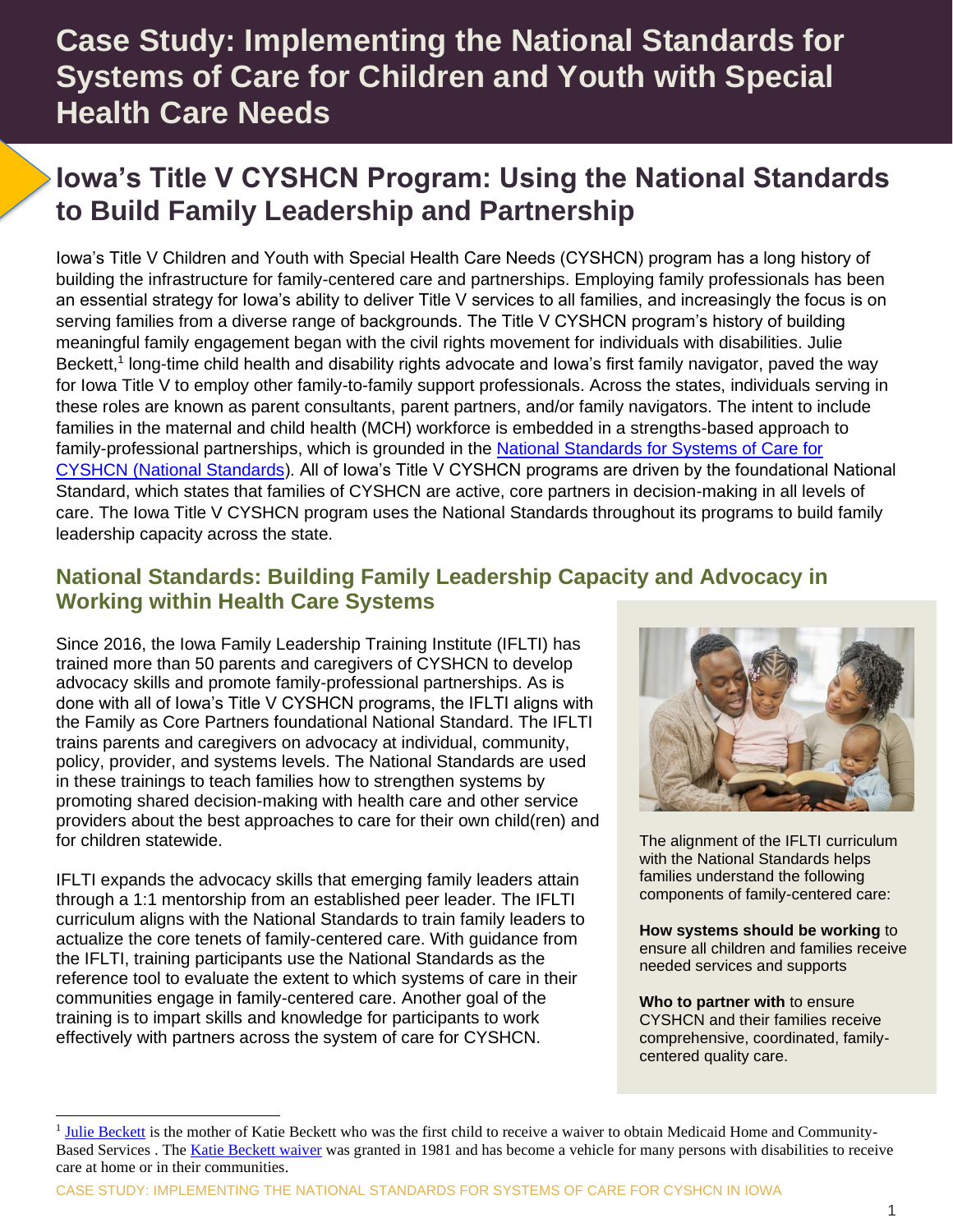# Case Study: Implementing the National Standards for Systems of Care for Children and Youth with Special Health Care Needs

## Iowa's Title V CYSHCN Program: Using the National Standards to Build Family Leadership and Partnership

Iowa's Title V Children and Youth with Special Health Care Needs (CYSHCN) program has a long history of building the infrastructure for family-centered care and partnerships. Employing family professionals has been an essential strategy for Iowa's ability to deliver Title V services to all families, and increasingly the focus is on serving families from a diverse range of backgrounds. The Title V CYSHCN program's history of building meaningful family engagement began with the civil rights movement for individuals with disabilities. Julie Beckett,[1] long-time child health and disability rights advocate and Iowa's first family navigator, paved the way for Iowa Title V to employ other family-to-family support professionals. Across the states, individuals serving in these roles are known as parent consultants, parent partners, and/or family navigators. The intent to include families in the maternal and child health (MCH) workforce is embedded in a strengths-based approach to family-professional partnerships, which is grounded in the National Standards for Systems of Care for CYSHCN (National Standards). All of Iowa's Title V CYSHCN programs are driven by the foundational National Standard, which states that families of CYSHCN are active, core partners in decision-making in all levels of care. The Iowa Title V CYSHCN program uses the National Standards throughout its programs to build family leadership capacity across the state.

### National Standards: Building Family Leadership Capacity and Advocacy in Working within Health Care Systems

Since 2016, the Iowa Family Leadership Training Institute (IFLTI) has trained more than 50 parents and caregivers of CYSHCN to develop advocacy skills and promote family-professional partnerships. As is done with all of Iowa's Title V CYSHCN programs, the IFLTI aligns with the Family as Core Partners foundational National Standard. The IFLTI trains parents and caregivers on advocacy at individual, community, policy, provider, and systems levels. The National Standards are used in these trainings to teach families how to strengthen systems by promoting shared decision-making with health care and other service providers about the best approaches to care for their own child(ren) and for children statewide.

IFLTI expands the advocacy skills that emerging family leaders attain through a 1:1 mentorship from an established peer leader. The IFLTI curriculum aligns with the National Standards to train family leaders to actualize the core tenets of family-centered care. With guidance from the IFLTI, training participants use the National Standards as the reference tool to evaluate the extent to which systems of care in their communities engage in family-centered care. Another goal of the training is to impart skills and knowledge for participants to work effectively with partners across the system of care for CYSHCN.

The alignment of the IFLTI curriculum with the National Standards helps families understand the following components of family-centered care:

**How systems should be working** to ensure all children and families receive needed services and supports

**Who to partner with** to ensure CYSHCN and their families receive comprehensive, coordinated, family-centered quality care.

---

[1] Julie Beckett is the mother of Katie Beckett who was the first child to receive a waiver to obtain Medicaid Home and Community-Based Services . The Katie Beckett waiver was granted in 1981 and has become a vehicle for many persons with disabilities to receive care at home or in their communities.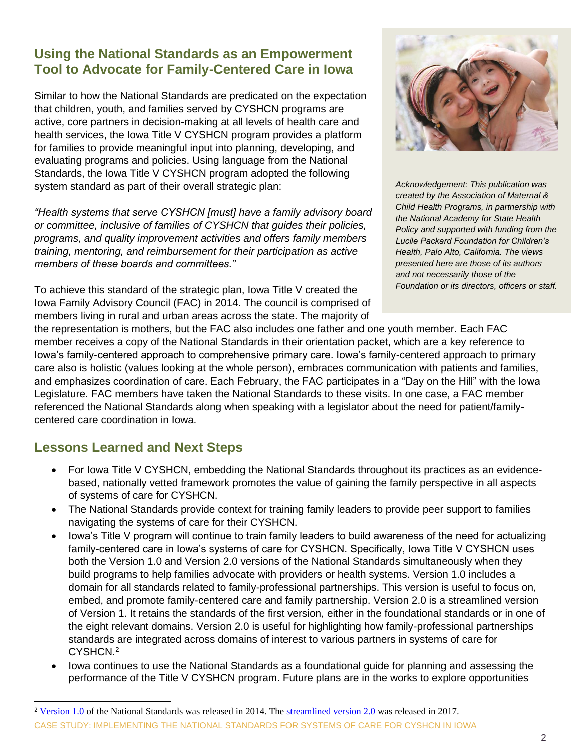## Using the National Standards as an Empowerment Tool to Advocate for Family-Centered Care in Iowa

Similar to how the National Standards are predicated on the expectation that children, youth, and families served by CYSHCN programs are active, core partners in decision-making at all levels of health care and health services, the Iowa Title V CYSHCN program provides a platform for families to provide meaningful input into planning, developing, and evaluating programs and policies. Using language from the National Standards, the Iowa Title V CYSHCN program adopted the following system standard as part of their overall strategic plan:

*"Health systems that serve CYSHCN [must] have a family advisory board or committee, inclusive of families of CYSHCN that guides their policies, programs, and quality improvement activities and offers family members training, mentoring, and reimbursement for their participation as active members of these boards and committees."*

To achieve this standard of the strategic plan, Iowa Title V created the Iowa Family Advisory Council (FAC) in 2014. The council is comprised of members living in rural and urban areas across the state. The majority of the representation is mothers, but the FAC also includes one father and one youth member. Each FAC member receives a copy of the National Standards in their orientation packet, which are a key reference to Iowa's family-centered approach to comprehensive primary care. Iowa's family-centered approach to primary care also is holistic (values looking at the whole person), embraces communication with patients and families, and emphasizes coordination of care. Each February, the FAC participates in a "Day on the Hill" with the Iowa Legislature. FAC members have taken the National Standards to these visits. In one case, a FAC member referenced the National Standards along when speaking with a legislator about the need for patient/family-centered care coordination in Iowa.

*Acknowledgement: This publication was created by the Association of Maternal & Child Health Programs, in partnership with the National Academy for State Health Policy and supported with funding from the Lucile Packard Foundation for Children's Health, Palo Alto, California. The views presented here are those of its authors and not necessarily those of the Foundation or its directors, officers or staff.*

## Lessons Learned and Next Steps

- For Iowa Title V CYSHCN, embedding the National Standards throughout its practices as an evidence-based, nationally vetted framework promotes the value of gaining the family perspective in all aspects of systems of care for CYSHCN.
- The National Standards provide context for training family leaders to provide peer support to families navigating the systems of care for their CYSHCN.
- Iowa's Title V program will continue to train family leaders to build awareness of the need for actualizing family-centered care in Iowa's systems of care for CYSHCN. Specifically, Iowa Title V CYSHCN uses both the Version 1.0 and Version 2.0 versions of the National Standards simultaneously when they build programs to help families advocate with providers or health systems. Version 1.0 includes a domain for all standards related to family-professional partnerships. This version is useful to focus on, embed, and promote family-centered care and family partnership. Version 2.0 is a streamlined version of Version 1. It retains the standards of the first version, either in the foundational standards or in one of the eight relevant domains. Version 2.0 is useful for highlighting how family-professional partnerships standards are integrated across domains of interest to various partners in systems of care for CYSHCN.[2]
- Iowa continues to use the National Standards as a foundational guide for planning and assessing the performance of the Title V CYSHCN program. Future plans are in the works to explore opportunities

[2] Version 1.0 of the National Standards was released in 2014. The streamlined version 2.0 was released in 2017.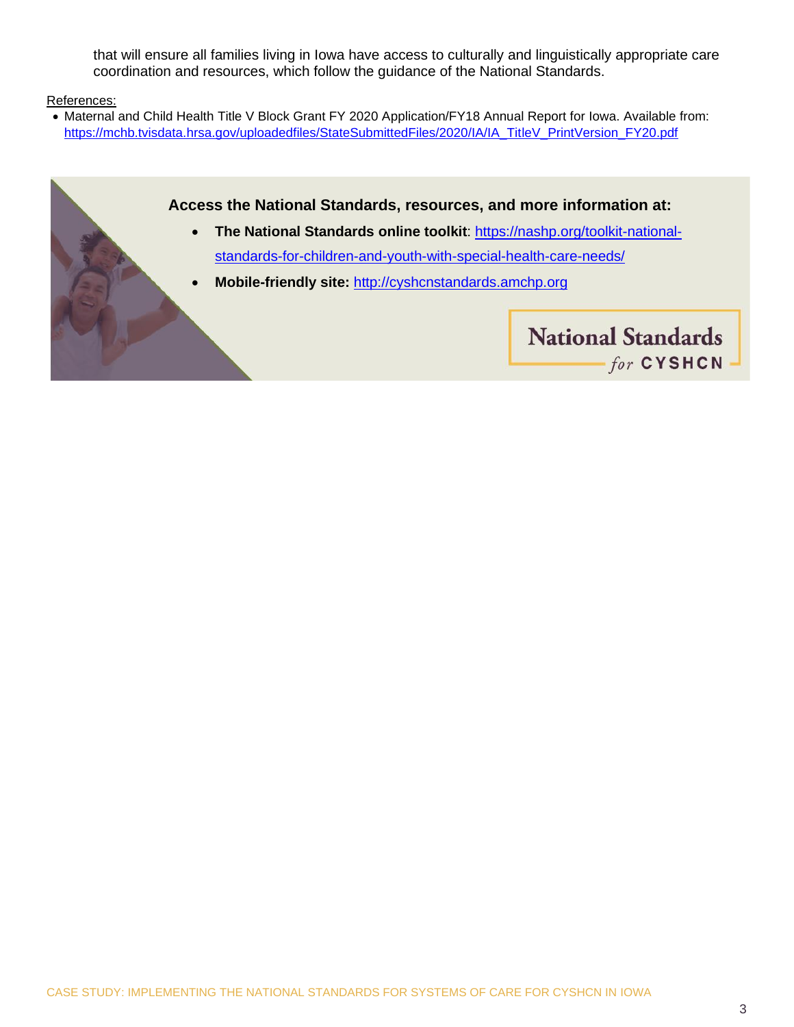that will ensure all families living in Iowa have access to culturally and linguistically appropriate care coordination and resources, which follow the guidance of the National Standards.

References:

- Maternal and Child Health Title V Block Grant FY 2020 Application/FY18 Annual Report for Iowa. Available from: https://mchb.tvisdata.hrsa.gov/uploadedfiles/StateSubmittedFiles/2020/IA/IA_TitleV_PrintVersion_FY20.pdf

**Access the National Standards, resources, and more information at:**

- **The National Standards online toolkit**: https://nashp.org/toolkit-national-standards-for-children-and-youth-with-special-health-care-needs/
- **Mobile-friendly site:** http://cyshcnstandards.amchp.org

National Standards *for* CYSHCN